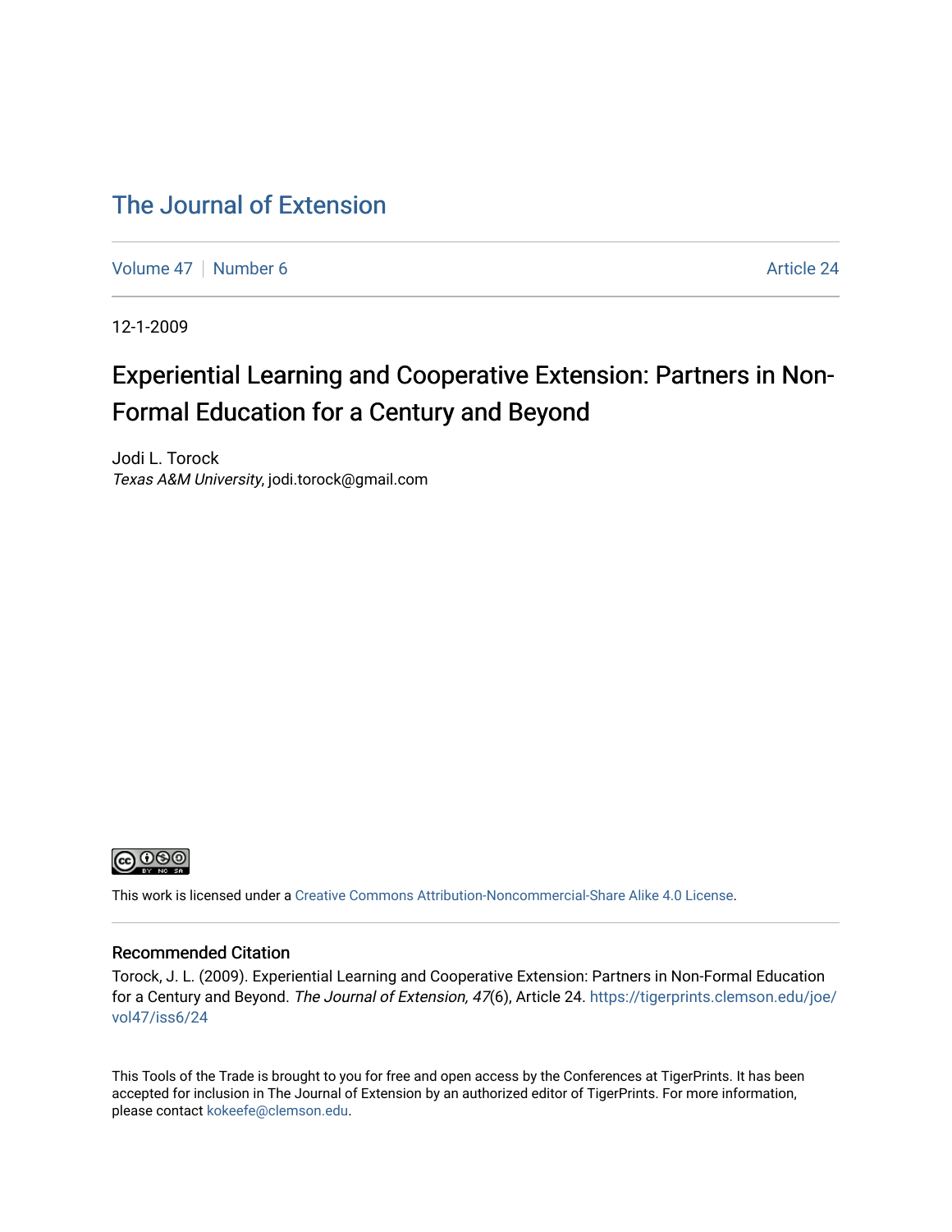# The Journal of Extension

Volume 47 | Number 6 | Article 24

12-1-2009

## Experiential Learning and Cooperative Extension: Partners in Non-Formal Education for a Century and Beyond

Jodi L. Torock
*Texas A&M University*, jodi.torock@gmail.com

This work is licensed under a Creative Commons Attribution-Noncommercial-Share Alike 4.0 License.

### Recommended Citation

Torock, J. L. (2009). Experiential Learning and Cooperative Extension: Partners in Non-Formal Education for a Century and Beyond. *The Journal of Extension, 47*(6), Article 24. https://tigerprints.clemson.edu/joe/vol47/iss6/24

This Tools of the Trade is brought to you for free and open access by the Conferences at TigerPrints. It has been accepted for inclusion in The Journal of Extension by an authorized editor of TigerPrints. For more information, please contact kokeefe@clemson.edu.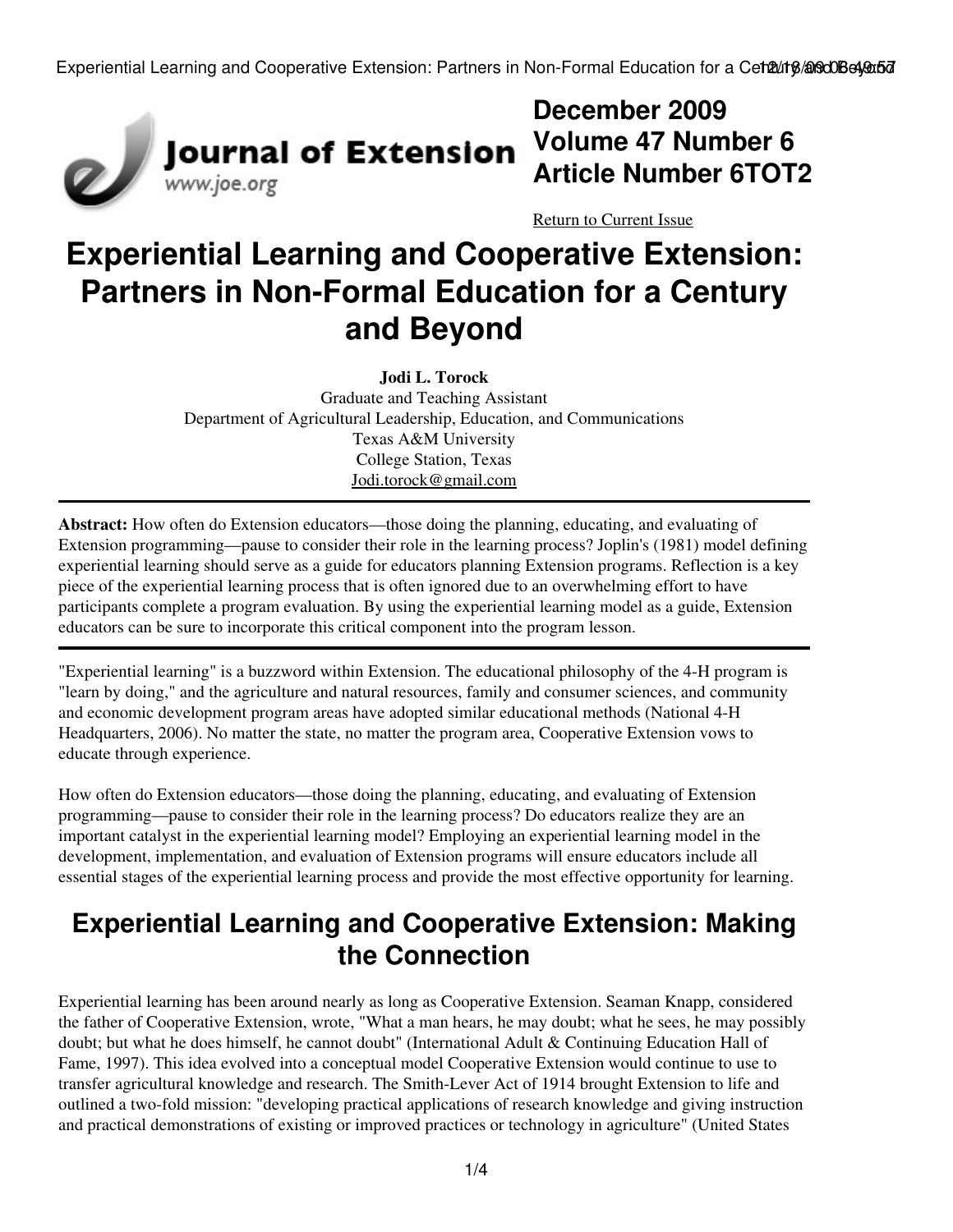# Experiential Learning and Cooperative Extension: Partners in Non-Formal Education for a Century and Beyond

**Jodi L. Torock**
Graduate and Teaching Assistant
Department of Agricultural Leadership, Education, and Communications
Texas A&M University
College Station, Texas
Jodi.torock@gmail.com

**Abstract:** How often do Extension educators—those doing the planning, educating, and evaluating of Extension programming—pause to consider their role in the learning process? Joplin's (1981) model defining experiential learning should serve as a guide for educators planning Extension programs. Reflection is a key piece of the experiential learning process that is often ignored due to an overwhelming effort to have participants complete a program evaluation. By using the experiential learning model as a guide, Extension educators can be sure to incorporate this critical component into the program lesson.

"Experiential learning" is a buzzword within Extension. The educational philosophy of the 4-H program is "learn by doing," and the agriculture and natural resources, family and consumer sciences, and community and economic development program areas have adopted similar educational methods (National 4-H Headquarters, 2006). No matter the state, no matter the program area, Cooperative Extension vows to educate through experience.

How often do Extension educators—those doing the planning, educating, and evaluating of Extension programming—pause to consider their role in the learning process? Do educators realize they are an important catalyst in the experiential learning model? Employing an experiential learning model in the development, implementation, and evaluation of Extension programs will ensure educators include all essential stages of the experiential learning process and provide the most effective opportunity for learning.

## Experiential Learning and Cooperative Extension: Making the Connection

Experiential learning has been around nearly as long as Cooperative Extension. Seaman Knapp, considered the father of Cooperative Extension, wrote, "What a man hears, he may doubt; what he sees, he may possibly doubt; but what he does himself, he cannot doubt" (International Adult & Continuing Education Hall of Fame, 1997). This idea evolved into a conceptual model Cooperative Extension would continue to use to transfer agricultural knowledge and research. The Smith-Lever Act of 1914 brought Extension to life and outlined a two-fold mission: "developing practical applications of research knowledge and giving instruction and practical demonstrations of existing or improved practices or technology in agriculture" (United States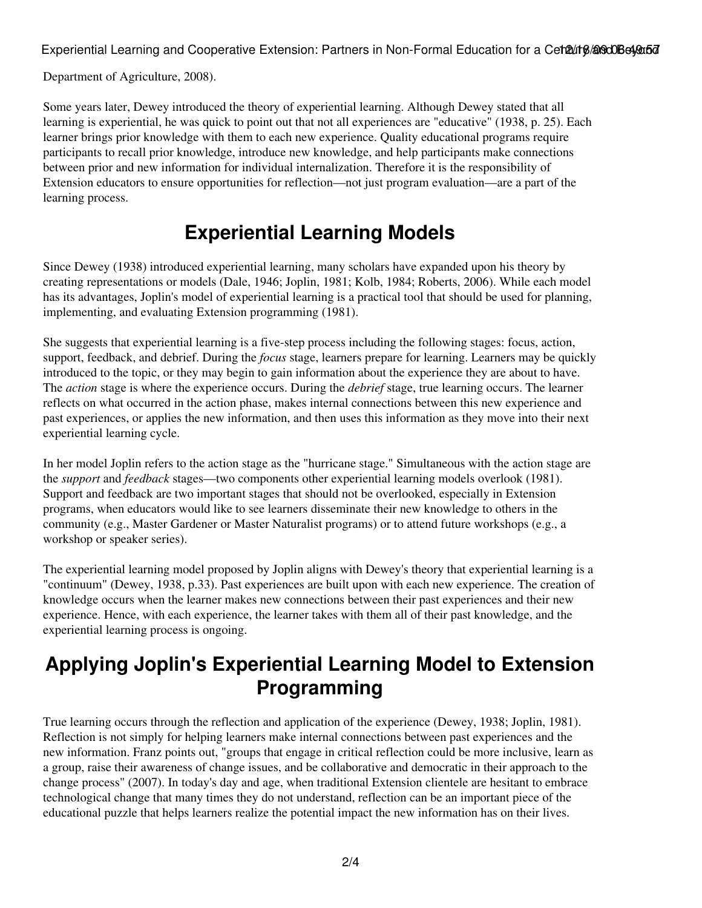Department of Agriculture, 2008).

Some years later, Dewey introduced the theory of experiential learning. Although Dewey stated that all learning is experiential, he was quick to point out that not all experiences are "educative" (1938, p. 25). Each learner brings prior knowledge with them to each new experience. Quality educational programs require participants to recall prior knowledge, introduce new knowledge, and help participants make connections between prior and new information for individual internalization. Therefore it is the responsibility of Extension educators to ensure opportunities for reflection—not just program evaluation—are a part of the learning process.

## Experiential Learning Models

Since Dewey (1938) introduced experiential learning, many scholars have expanded upon his theory by creating representations or models (Dale, 1946; Joplin, 1981; Kolb, 1984; Roberts, 2006). While each model has its advantages, Joplin's model of experiential learning is a practical tool that should be used for planning, implementing, and evaluating Extension programming (1981).

She suggests that experiential learning is a five-step process including the following stages: focus, action, support, feedback, and debrief. During the *focus* stage, learners prepare for learning. Learners may be quickly introduced to the topic, or they may begin to gain information about the experience they are about to have. The *action* stage is where the experience occurs. During the *debrief* stage, true learning occurs. The learner reflects on what occurred in the action phase, makes internal connections between this new experience and past experiences, or applies the new information, and then uses this information as they move into their next experiential learning cycle.

In her model Joplin refers to the action stage as the "hurricane stage." Simultaneous with the action stage are the *support* and *feedback* stages—two components other experiential learning models overlook (1981). Support and feedback are two important stages that should not be overlooked, especially in Extension programs, when educators would like to see learners disseminate their new knowledge to others in the community (e.g., Master Gardener or Master Naturalist programs) or to attend future workshops (e.g., a workshop or speaker series).

The experiential learning model proposed by Joplin aligns with Dewey's theory that experiential learning is a "continuum" (Dewey, 1938, p.33). Past experiences are built upon with each new experience. The creation of knowledge occurs when the learner makes new connections between their past experiences and their new experience. Hence, with each experience, the learner takes with them all of their past knowledge, and the experiential learning process is ongoing.

## Applying Joplin's Experiential Learning Model to Extension Programming

True learning occurs through the reflection and application of the experience (Dewey, 1938; Joplin, 1981). Reflection is not simply for helping learners make internal connections between past experiences and the new information. Franz points out, "groups that engage in critical reflection could be more inclusive, learn as a group, raise their awareness of change issues, and be collaborative and democratic in their approach to the change process" (2007). In today's day and age, when traditional Extension clientele are hesitant to embrace technological change that many times they do not understand, reflection can be an important piece of the educational puzzle that helps learners realize the potential impact the new information has on their lives.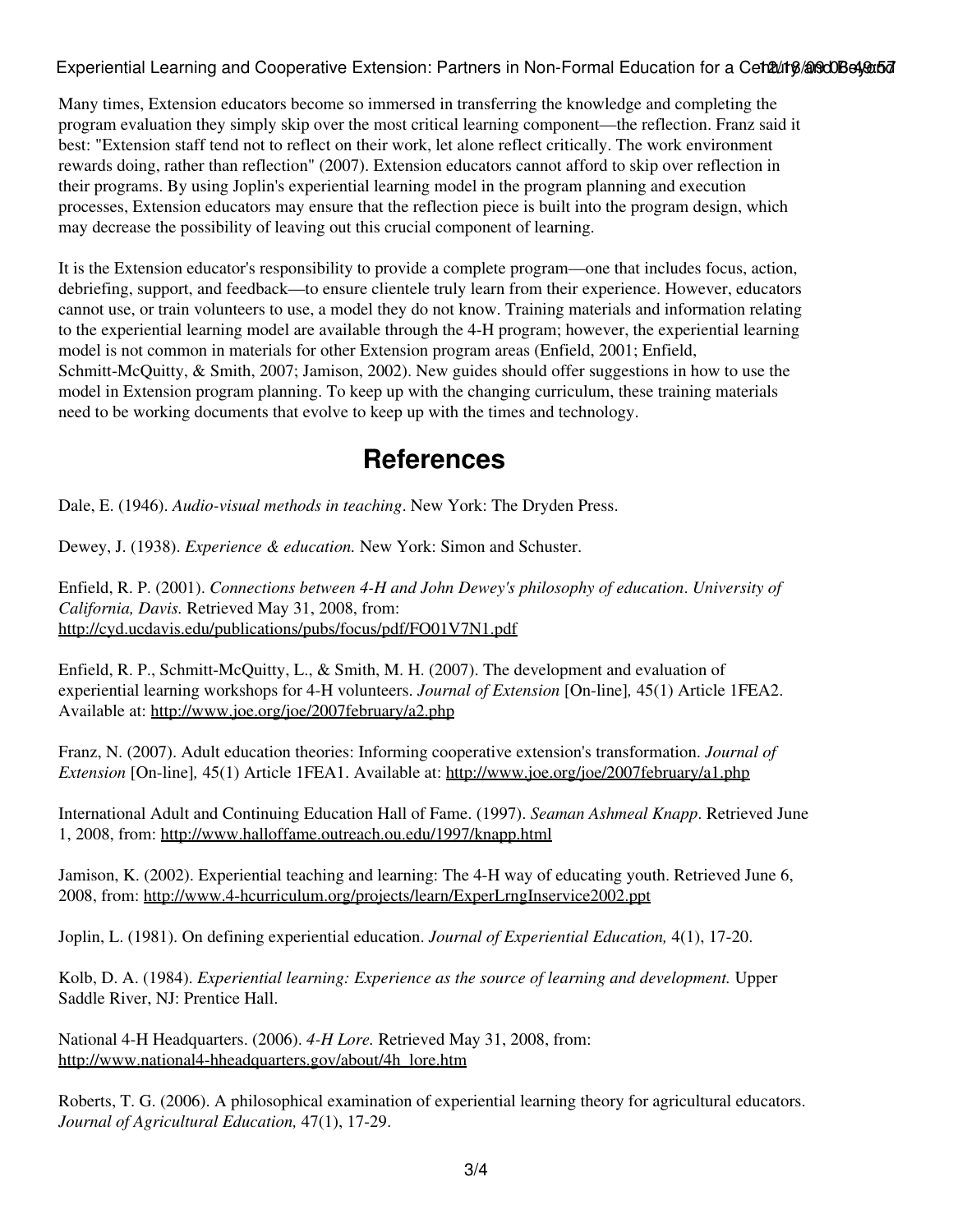Many times, Extension educators become so immersed in transferring the knowledge and completing the program evaluation they simply skip over the most critical learning component—the reflection. Franz said it best: "Extension staff tend not to reflect on their work, let alone reflect critically. The work environment rewards doing, rather than reflection" (2007). Extension educators cannot afford to skip over reflection in their programs. By using Joplin's experiential learning model in the program planning and execution processes, Extension educators may ensure that the reflection piece is built into the program design, which may decrease the possibility of leaving out this crucial component of learning.

It is the Extension educator's responsibility to provide a complete program—one that includes focus, action, debriefing, support, and feedback—to ensure clientele truly learn from their experience. However, educators cannot use, or train volunteers to use, a model they do not know. Training materials and information relating to the experiential learning model are available through the 4-H program; however, the experiential learning model is not common in materials for other Extension program areas (Enfield, 2001; Enfield, Schmitt-McQuitty, & Smith, 2007; Jamison, 2002). New guides should offer suggestions in how to use the model in Extension program planning. To keep up with the changing curriculum, these training materials need to be working documents that evolve to keep up with the times and technology.

## References

Dale, E. (1946). *Audio-visual methods in teaching*. New York: The Dryden Press.

Dewey, J. (1938). *Experience & education.* New York: Simon and Schuster.

Enfield, R. P. (2001). *Connections between 4-H and John Dewey's philosophy of education*. *University of California, Davis.* Retrieved May 31, 2008, from: http://cyd.ucdavis.edu/publications/pubs/focus/pdf/FO01V7N1.pdf

Enfield, R. P., Schmitt-McQuitty, L., & Smith, M. H. (2007). The development and evaluation of experiential learning workshops for 4-H volunteers. *Journal of Extension* [On-line], 45(1) Article 1FEA2. Available at: http://www.joe.org/joe/2007february/a2.php

Franz, N. (2007). Adult education theories: Informing cooperative extension's transformation. *Journal of Extension* [On-line], 45(1) Article 1FEA1. Available at: http://www.joe.org/joe/2007february/a1.php

International Adult and Continuing Education Hall of Fame. (1997). *Seaman Ashmeal Knapp*. Retrieved June 1, 2008, from: http://www.halloffame.outreach.ou.edu/1997/knapp.html

Jamison, K. (2002). Experiential teaching and learning: The 4-H way of educating youth. Retrieved June 6, 2008, from: http://www.4-hcurriculum.org/projects/learn/ExperLrngInservice2002.ppt

Joplin, L. (1981). On defining experiential education. *Journal of Experiential Education,* 4(1), 17-20.

Kolb, D. A. (1984). *Experiential learning: Experience as the source of learning and development.* Upper Saddle River, NJ: Prentice Hall.

National 4-H Headquarters. (2006). *4-H Lore.* Retrieved May 31, 2008, from: http://www.national4-hheadquarters.gov/about/4h_lore.htm

Roberts, T. G. (2006). A philosophical examination of experiential learning theory for agricultural educators. *Journal of Agricultural Education,* 47(1), 17-29.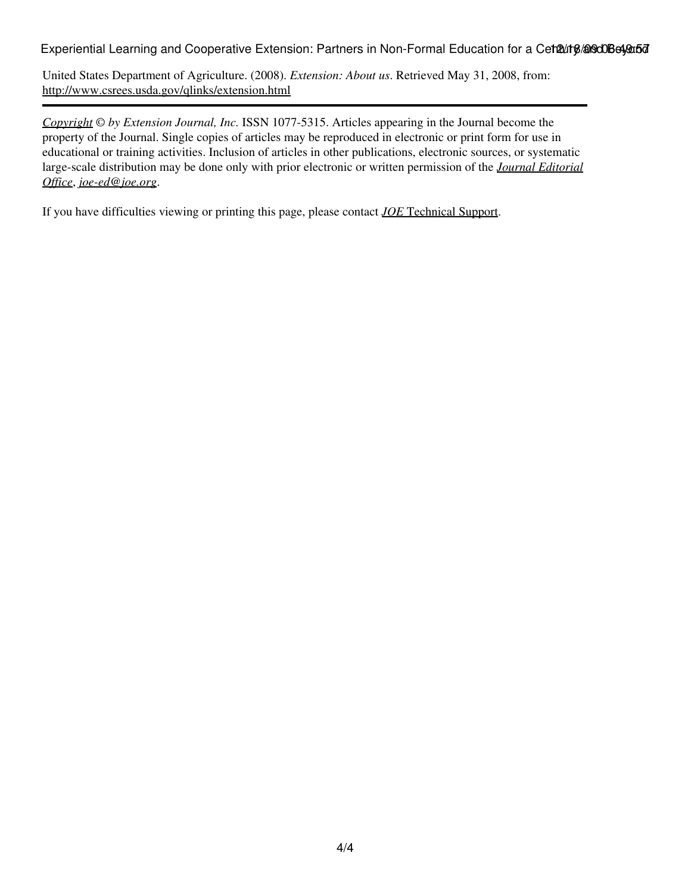United States Department of Agriculture. (2008). *Extension: About us*. Retrieved May 31, 2008, from: http://www.csrees.usda.gov/qlinks/extension.html

---

*Copyright © by Extension Journal, Inc.* ISSN 1077-5315. Articles appearing in the Journal become the property of the Journal. Single copies of articles may be reproduced in electronic or print form for use in educational or training activities. Inclusion of articles in other publications, electronic sources, or systematic large-scale distribution may be done only with prior electronic or written permission of the *Journal Editorial Office*, *joe-ed@joe.org*.

If you have difficulties viewing or printing this page, please contact *JOE* Technical Support.